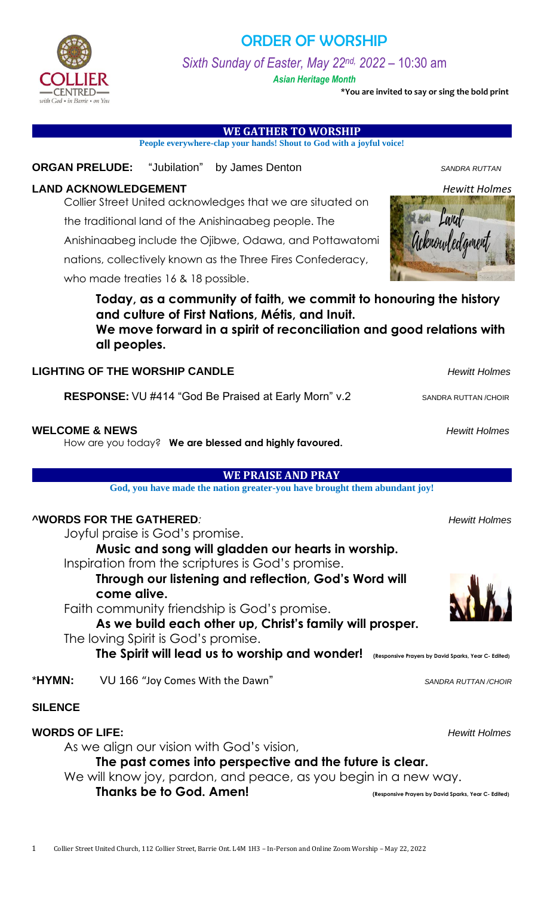# ORDER OF WORSHIP

*Sixth Sunday of Easter, May 22nd, 2022 – 10:30 am*

***Asian Heritage Month***

**\*You are invited to say or sing the bold print**

## WE GATHER TO WORSHIP

**People everywhere-clap your hands! Shout to God with a joyful voice!**

**ORGAN PRELUDE:** "Jubilation" by James Denton — *SANDRA RUTTAN*

**LAND ACKNOWLEDGEMENT** — *Hewitt Holmes*

Collier Street United acknowledges that we are situated on the traditional land of the Anishinaabeg people. The Anishinaabeg include the Ojibwe, Odawa, and Pottawatomi nations, collectively known as the Three Fires Confederacy, who made treaties 16 & 18 possible.

**Today, as a community of faith, we commit to honouring the history and culture of First Nations, Métis, and Inuit.**
**We move forward in a spirit of reconciliation and good relations with all peoples.**

**LIGHTING OF THE WORSHIP CANDLE** — *Hewitt Holmes*

**RESPONSE:** VU #414 "God Be Praised at Early Morn" v.2 — SANDRA RUTTAN /CHOIR

**WELCOME & NEWS** — *Hewitt Holmes*

How are you today? **We are blessed and highly favoured.**

## WE PRAISE AND PRAY

**God, you have made the nation greater-you have brought them abundant joy!**

**^WORDS FOR THE GATHERED***:* — *Hewitt Holmes*

Joyful praise is God's promise.
**Music and song will gladden our hearts in worship.**
Inspiration from the scriptures is God's promise.
**Through our listening and reflection, God's Word will come alive.**
Faith community friendship is God's promise.
**As we build each other up, Christ's family will prosper.**
The loving Spirit is God's promise.
**The Spirit will lead us to worship and wonder!** (Responsive Prayers by David Sparks, Year C- Edited)

\***HYMN:** VU 166 "Joy Comes With the Dawn" — *SANDRA RUTTAN /CHOIR*

**SILENCE**

**WORDS OF LIFE:** — *Hewitt Holmes*

As we align our vision with God's vision,
**The past comes into perspective and the future is clear.**
We will know joy, pardon, and peace, as you begin in a new way.
**Thanks be to God. Amen!** (Responsive Prayers by David Sparks, Year C- Edited)

Collier Street United Church, 112 Collier Street, Barrie Ont. L4M 1H3 – In-Person and Online Zoom Worship – May 22, 2022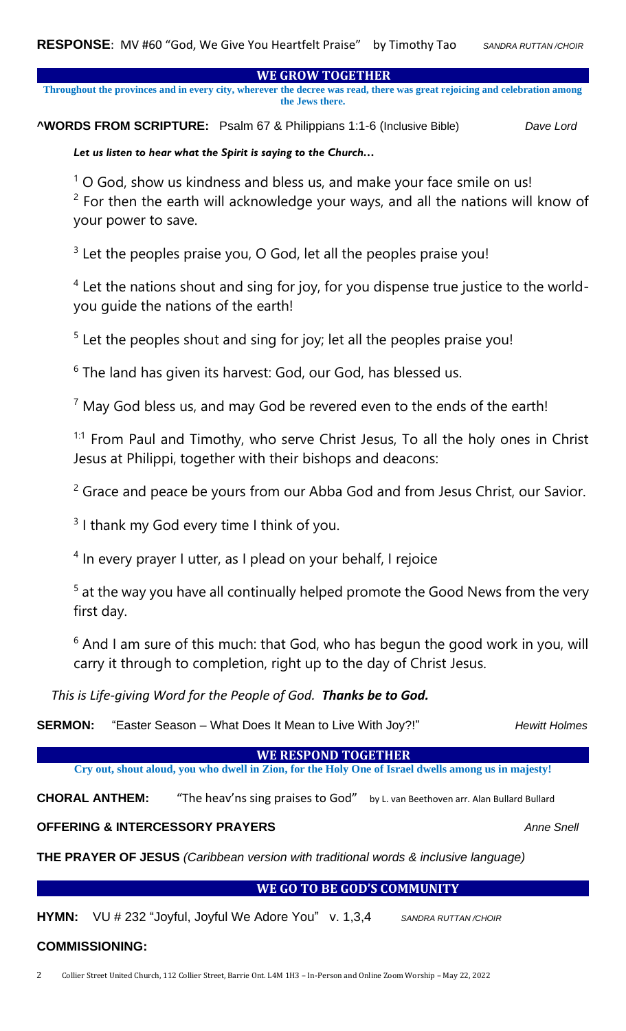**RESPONSE**: MV #60 "God, We Give You Heartfelt Praise" by Timothy Tao *SANDRA RUTTAN /CHOIR*

## WE GROW TOGETHER

**Throughout the provinces and in every city, wherever the decree was read, there was great rejoicing and celebration among the Jews there.**

**^WORDS FROM SCRIPTURE:** Psalm 67 & Philippians 1:1-6 (Inclusive Bible) *Dave Lord*

***Let us listen to hear what the Spirit is saying to the Church…***

[1] O God, show us kindness and bless us, and make your face smile on us!
[2] For then the earth will acknowledge your ways, and all the nations will know of your power to save.

[3] Let the peoples praise you, O God, let all the peoples praise you!

[4] Let the nations shout and sing for joy, for you dispense true justice to the world-you guide the nations of the earth!

[5] Let the peoples shout and sing for joy; let all the peoples praise you!

[6] The land has given its harvest: God, our God, has blessed us.

[7] May God bless us, and may God be revered even to the ends of the earth!

[1:1] From Paul and Timothy, who serve Christ Jesus, To all the holy ones in Christ Jesus at Philippi, together with their bishops and deacons:

[2] Grace and peace be yours from our Abba God and from Jesus Christ, our Savior.

[3] I thank my God every time I think of you.

[4] In every prayer I utter, as I plead on your behalf, I rejoice

[5] at the way you have all continually helped promote the Good News from the very first day.

[6] And I am sure of this much: that God, who has begun the good work in you, will carry it through to completion, right up to the day of Christ Jesus.

*This is Life-giving Word for the People of God.* ***Thanks be to God.***

**SERMON:** "Easter Season – What Does It Mean to Live With Joy?!" *Hewitt Holmes*

## WE RESPOND TOGETHER

**Cry out, shout aloud, you who dwell in Zion, for the Holy One of Israel dwells among us in majesty!**

**CHORAL ANTHEM:** "The heav'ns sing praises to God" by L. van Beethoven arr. Alan Bullard Bullard

**OFFERING & INTERCESSORY PRAYERS** *Anne Snell*

**THE PRAYER OF JESUS** *(Caribbean version with traditional words & inclusive language)*

## WE GO TO BE GOD'S COMMUNITY

**HYMN:** VU # 232 "Joyful, Joyful We Adore You" v. 1,3,4 *SANDRA RUTTAN /CHOIR*

**COMMISSIONING:**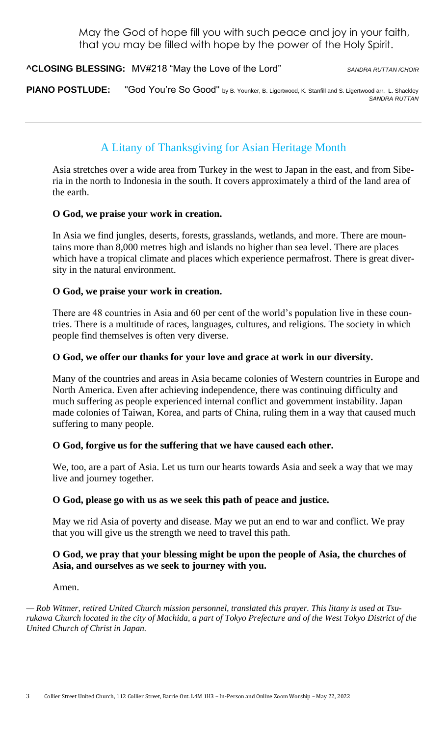May the God of hope fill you with such peace and joy in your faith, that you may be filled with hope by the power of the Holy Spirit.

**^CLOSING BLESSING:** MV#218 "May the Love of the Lord" *SANDRA RUTTAN /CHOIR*

**PIANO POSTLUDE:** "God You're So Good" by B. Younker, B. Ligertwood, K. Stanfill and S. Ligertwood arr. L. Shackley *SANDRA RUTTAN*

---

## A Litany of Thanksgiving for Asian Heritage Month

Asia stretches over a wide area from Turkey in the west to Japan in the east, and from Siberia in the north to Indonesia in the south. It covers approximately a third of the land area of the earth.

**O God, we praise your work in creation.**

In Asia we find jungles, deserts, forests, grasslands, wetlands, and more. There are mountains more than 8,000 metres high and islands no higher than sea level. There are places which have a tropical climate and places which experience permafrost. There is great diversity in the natural environment.

**O God, we praise your work in creation.**

There are 48 countries in Asia and 60 per cent of the world's population live in these countries. There is a multitude of races, languages, cultures, and religions. The society in which people find themselves is often very diverse.

**O God, we offer our thanks for your love and grace at work in our diversity.**

Many of the countries and areas in Asia became colonies of Western countries in Europe and North America. Even after achieving independence, there was continuing difficulty and much suffering as people experienced internal conflict and government instability. Japan made colonies of Taiwan, Korea, and parts of China, ruling them in a way that caused much suffering to many people.

**O God, forgive us for the suffering that we have caused each other.**

We, too, are a part of Asia. Let us turn our hearts towards Asia and seek a way that we may live and journey together.

**O God, please go with us as we seek this path of peace and justice.**

May we rid Asia of poverty and disease. May we put an end to war and conflict. We pray that you will give us the strength we need to travel this path.

**O God, we pray that your blessing might be upon the people of Asia, the churches of Asia, and ourselves as we seek to journey with you.**

Amen.

*— Rob Witmer, retired United Church mission personnel, translated this prayer. This litany is used at Tsurukawa Church located in the city of Machida, a part of Tokyo Prefecture and of the West Tokyo District of the United Church of Christ in Japan.*